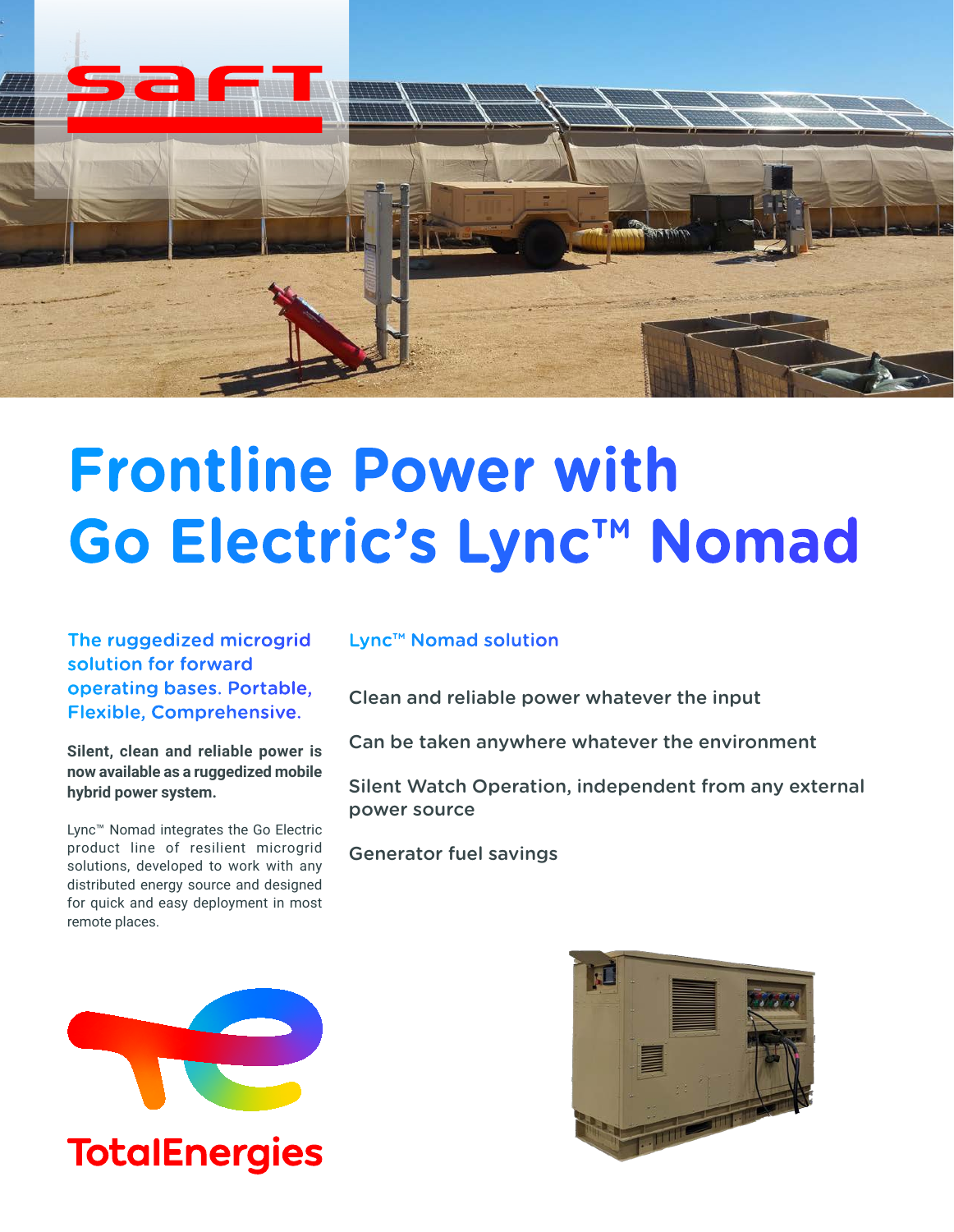# Frontline Power with Go Electric's Lync™ Nomad

### The ruggedized microgrid solution for forward operating bases. Portable, Flexible, Comprehensive.

**Silent, clean and reliable power is now available as a ruggedized mobile hybrid power system.**

Lync™ Nomad integrates the Go Electric product line of resilient microgrid solutions, developed to work with any distributed energy source and designed for quick and easy deployment in most remote places.

### Lync™ Nomad solution

Clean and reliable power whatever the input

Can be taken anywhere whatever the environment

Silent Watch Operation, independent from any external power source

Generator fuel savings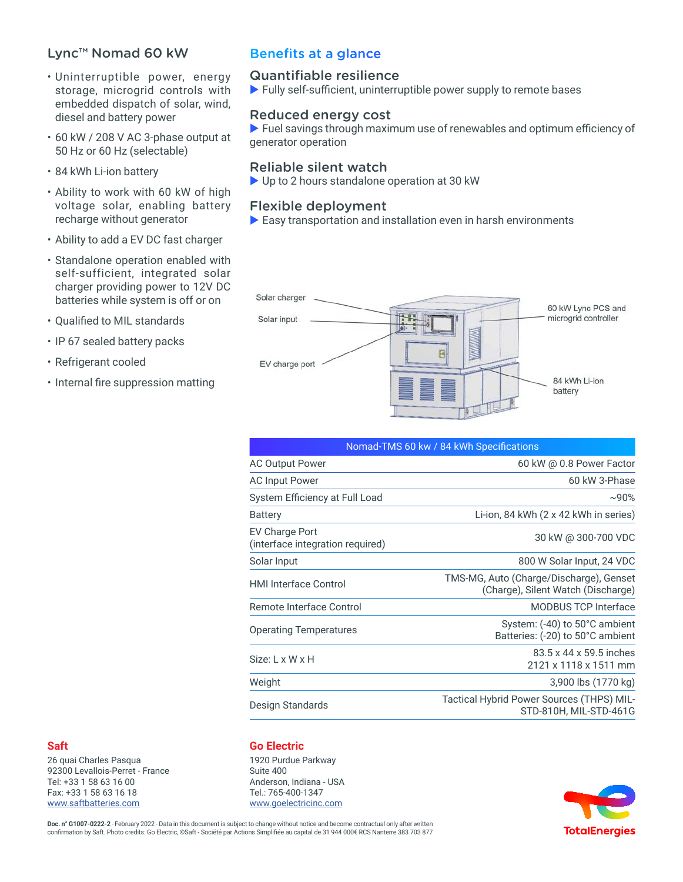## Lync™ Nomad 60 kW

- Uninterruptible power, energy storage, microgrid controls with embedded dispatch of solar, wind, diesel and battery power
- 60 kW / 208 V AC 3-phase output at 50 Hz or 60 Hz (selectable)
- 84 kWh Li-ion battery
- Ability to work with 60 kW of high voltage solar, enabling battery recharge without generator
- Ability to add a EV DC fast charger
- Standalone operation enabled with self-sufficient, integrated solar charger providing power to 12V DC batteries while system is off or on
- Qualified to MIL standards
- IP 67 sealed battery packs
- Refrigerant cooled
- Internal fire suppression matting

## Benefits at a glance

### Quantifiable resilience

▶ Fully self-sufficient, uninterruptible power supply to remote bases

### Reduced energy cost

▶ Fuel savings through maximum use of renewables and optimum efficiency of generator operation

### Reliable silent watch

▶ Up to 2 hours standalone operation at 30 kW

### Flexible deployment

▶ Easy transportation and installation even in harsh environments

Solar charger

Solar input

EV charge port

60 kW Lync PCS and microgrid controller

84 kWh Li-ion battery

| Nomad-TMS 60 kw / 84 kWh Specifications | |
|---|---|
| AC Output Power | 60 kW @ 0.8 Power Factor |
| AC Input Power | 60 kW 3-Phase |
| System Efficiency at Full Load | ~90% |
| Battery | Li-ion, 84 kWh (2 x 42 kWh in series) |
| EV Charge Port (interface integration required) | 30 kW @ 300-700 VDC |
| Solar Input | 800 W Solar Input, 24 VDC |
| HMI Interface Control | TMS-MG, Auto (Charge/Discharge), Genset (Charge), Silent Watch (Discharge) |
| Remote Interface Control | MODBUS TCP Interface |
| Operating Temperatures | System: (-40) to 50°C ambient<br>Batteries: (-20) to 50°C ambient |
| Size: L x W x H | 83.5 x 44 x 59.5 inches<br>2121 x 1118 x 1511 mm |
| Weight | 3,900 lbs (1770 kg) |
| Design Standards | Tactical Hybrid Power Sources (THPS) MIL-STD-810H, MIL-STD-461G |

**Saft**
26 quai Charles Pasqua
92300 Levallois-Perret - France
Tel: +33 1 58 63 16 00
Fax: +33 1 58 63 16 18
www.saftbatteries.com

**Go Electric**
1920 Purdue Parkway
Suite 400
Anderson, Indiana - USA
Tel.: 765-400-1347
www.goelectricinc.com

TotalEnergies

**Doc. n° G1007-0222-2** - February 2022 - Data in this document is subject to change without notice and become contractual only after written confirmation by Saft. Photo credits: Go Electric, ©Saft - Société par Actions Simplifiée au capital de 31 944 000€ RCS Nanterre 383 703 877